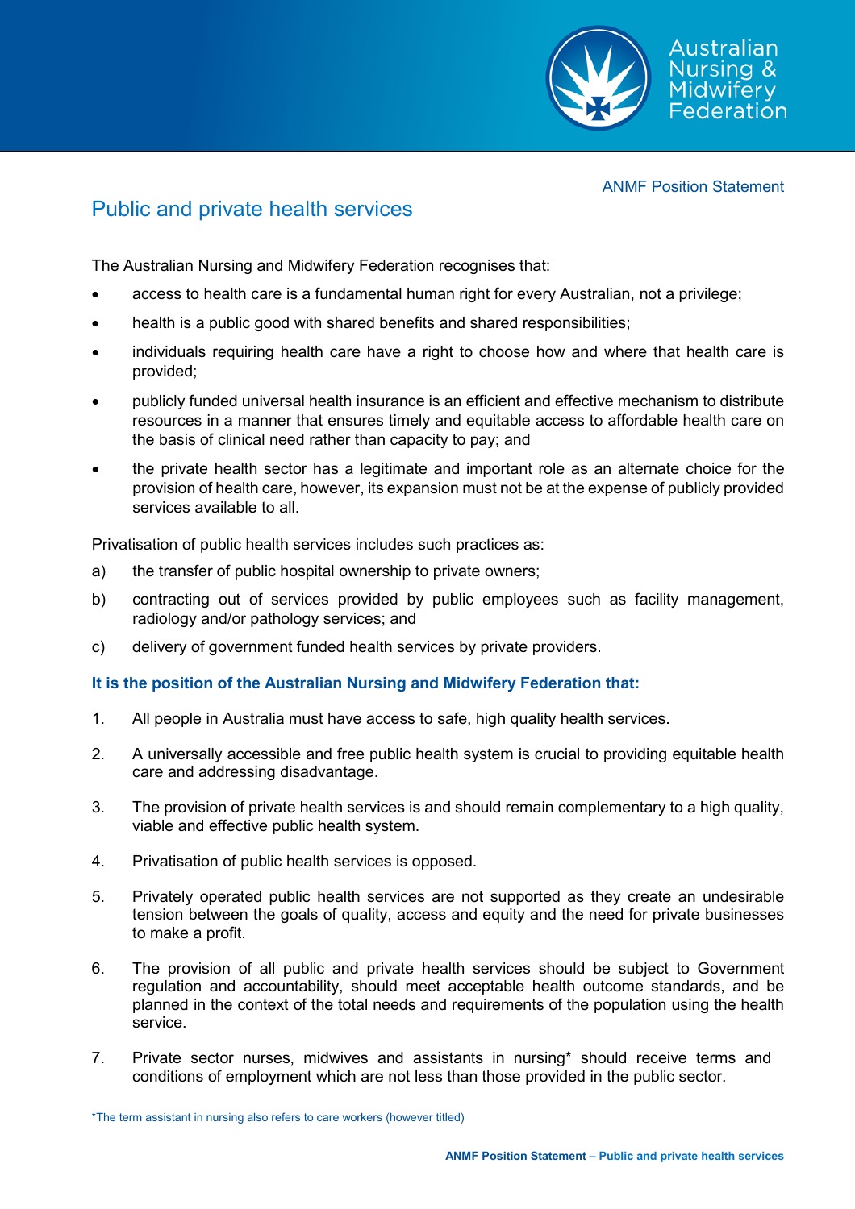ANMF Position Statement

# Public and private health services

The Australian Nursing and Midwifery Federation recognises that:

- access to health care is a fundamental human right for every Australian, not a privilege;
- health is a public good with shared benefits and shared responsibilities;
- individuals requiring health care have a right to choose how and where that health care is provided;
- publicly funded universal health insurance is an efficient and effective mechanism to distribute resources in a manner that ensures timely and equitable access to affordable health care on the basis of clinical need rather than capacity to pay; and
- the private health sector has a legitimate and important role as an alternate choice for the provision of health care, however, its expansion must not be at the expense of publicly provided services available to all.

Privatisation of public health services includes such practices as:

a) the transfer of public hospital ownership to private owners;

b) contracting out of services provided by public employees such as facility management, radiology and/or pathology services; and

c) delivery of government funded health services by private providers.

**It is the position of the Australian Nursing and Midwifery Federation that:**

1. All people in Australia must have access to safe, high quality health services.
2. A universally accessible and free public health system is crucial to providing equitable health care and addressing disadvantage.
3. The provision of private health services is and should remain complementary to a high quality, viable and effective public health system.
4. Privatisation of public health services is opposed.
5. Privately operated public health services are not supported as they create an undesirable tension between the goals of quality, access and equity and the need for private businesses to make a profit.
6. The provision of all public and private health services should be subject to Government regulation and accountability, should meet acceptable health outcome standards, and be planned in the context of the total needs and requirements of the population using the health service.
7. Private sector nurses, midwives and assistants in nursing* should receive terms and conditions of employment which are not less than those provided in the public sector.

*The term assistant in nursing also refers to care workers (however titled)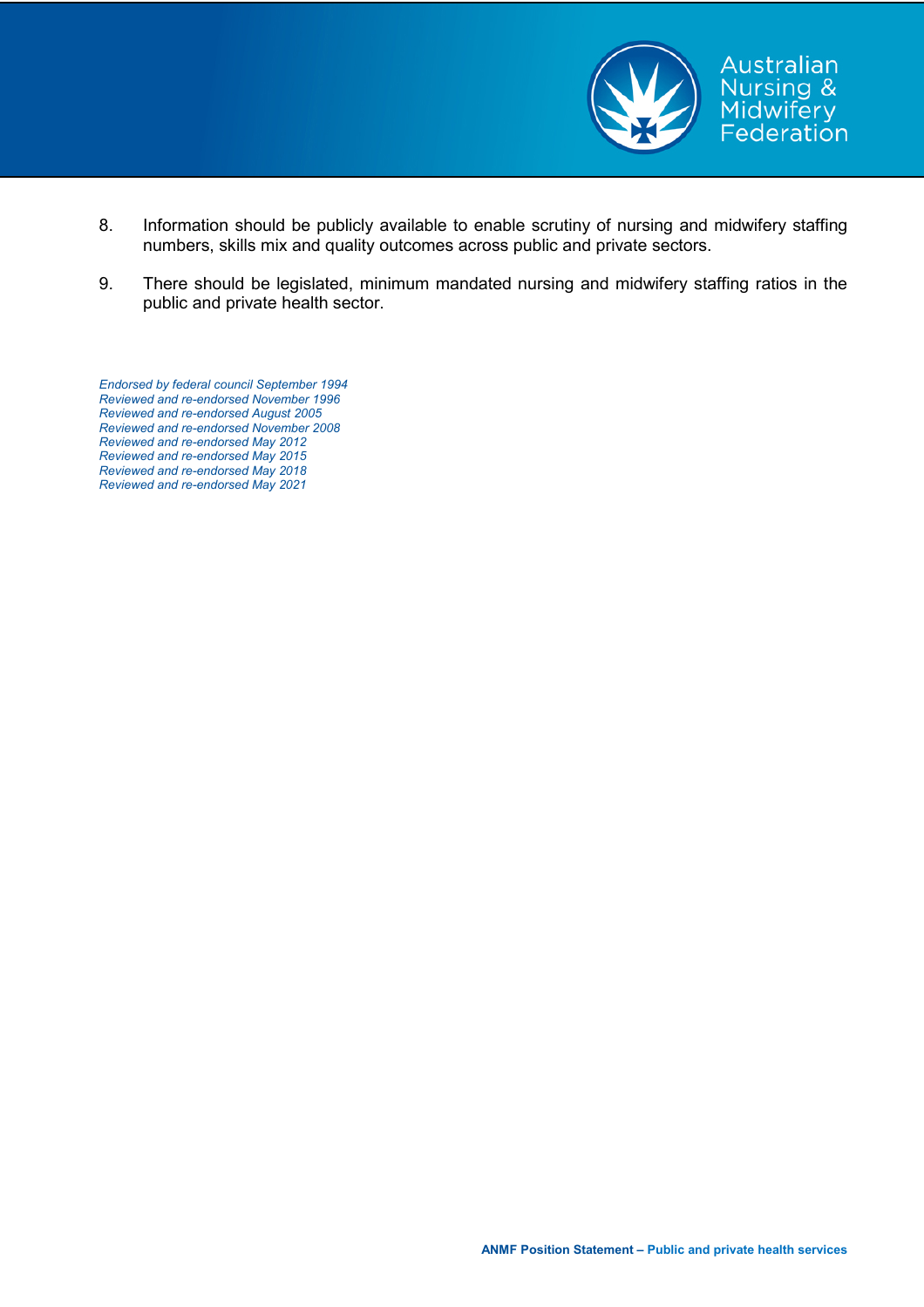8. Information should be publicly available to enable scrutiny of nursing and midwifery staffing numbers, skills mix and quality outcomes across public and private sectors.

9. There should be legislated, minimum mandated nursing and midwifery staffing ratios in the public and private health sector.

*Endorsed by federal council September 1994*
*Reviewed and re-endorsed November 1996*
*Reviewed and re-endorsed August 2005*
*Reviewed and re-endorsed November 2008*
*Reviewed and re-endorsed May 2012*
*Reviewed and re-endorsed May 2015*
*Reviewed and re-endorsed May 2018*
*Reviewed and re-endorsed May 2021*